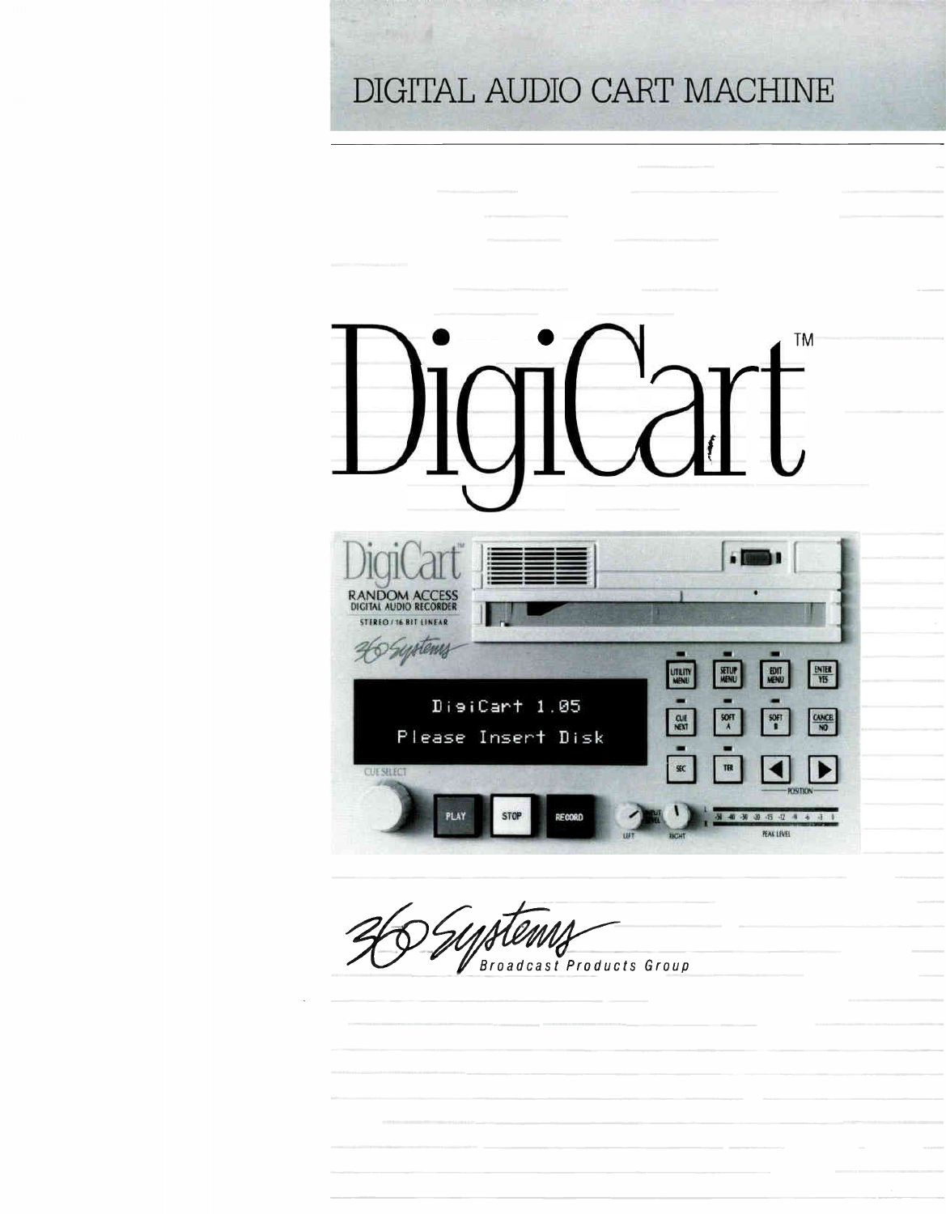# DIGITAL AUDIO CART MACHINE

# DigiCart™

360 Systems
Broadcast Products Group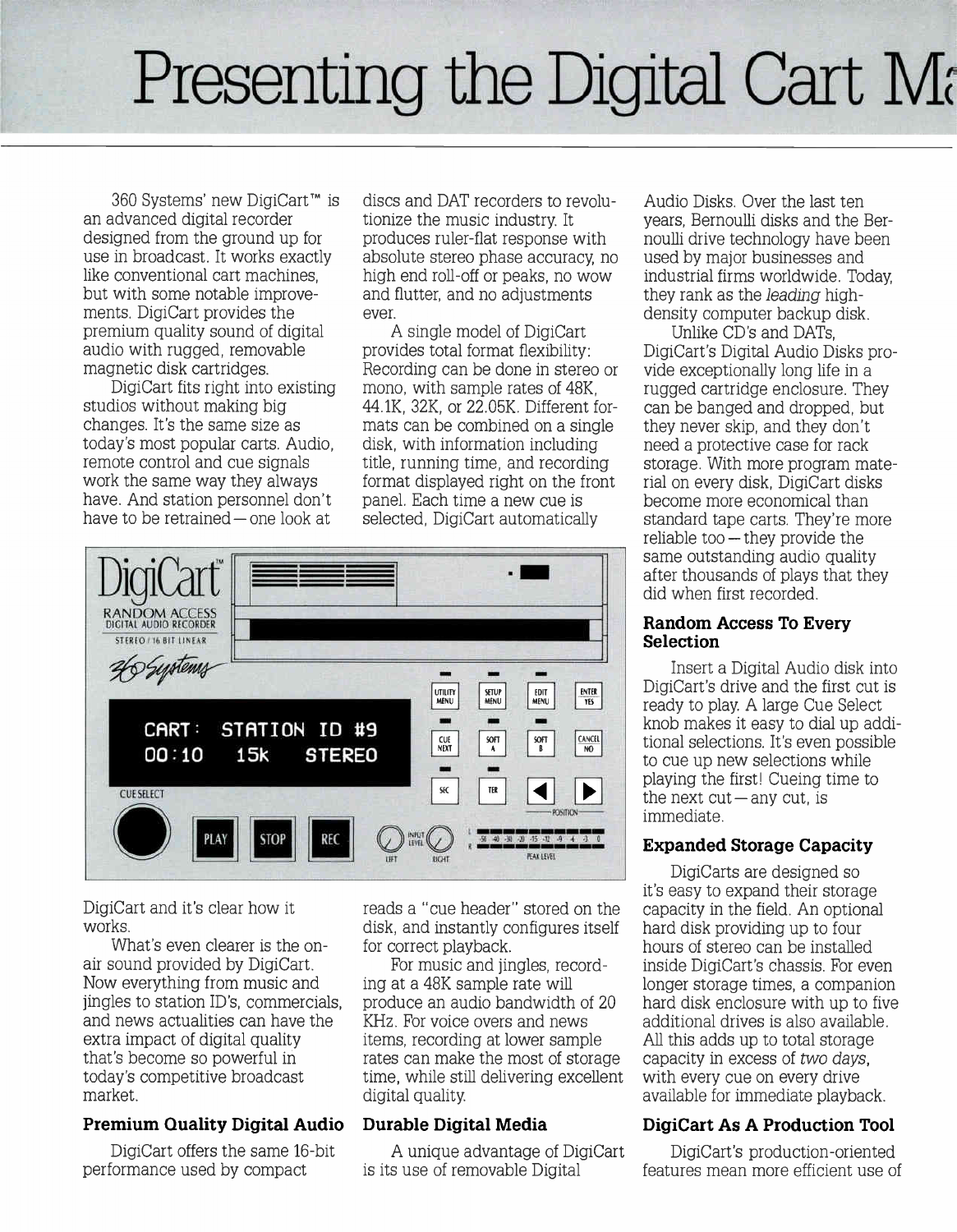# Presenting the Digital Cart Ma

360 Systems' new DigiCart™ is an advanced digital recorder designed from the ground up for use in broadcast. It works exactly like conventional cart machines, but with some notable improvements. DigiCart provides the premium quality sound of digital audio with rugged, removable magnetic disk cartridges.

DigiCart fits right into existing studios without making big changes. It's the same size as today's most popular carts. Audio, remote control and cue signals work the same way they always have. And station personnel don't have to be retrained — one look at DigiCart and it's clear how it works.

What's even clearer is the on-air sound provided by DigiCart. Now everything from music and jingles to station ID's, commercials, and news actualities can have the extra impact of digital quality that's become so powerful in today's competitive broadcast market.

### Premium Quality Digital Audio

DigiCart offers the same 16-bit performance used by compact discs and DAT recorders to revolutionize the music industry. It produces ruler-flat response with absolute stereo phase accuracy, no high end roll-off or peaks, no wow and flutter, and no adjustments ever.

A single model of DigiCart provides total format flexibility: Recording can be done in stereo or mono, with sample rates of 48K, 44.1K, 32K, or 22.05K. Different formats can be combined on a single disk, with information including title, running time, and recording format displayed right on the front panel. Each time a new cue is selected, DigiCart automatically reads a "cue header" stored on the disk, and instantly configures itself for correct playback.

For music and jingles, recording at a 48K sample rate will produce an audio bandwidth of 20 KHz. For voice overs and news items, recording at lower sample rates can make the most of storage time, while still delivering excellent digital quality.

### Durable Digital Media

A unique advantage of DigiCart is its use of removable Digital Audio Disks. Over the last ten years, Bernoulli disks and the Bernoulli drive technology have been used by major businesses and industrial firms worldwide. Today, they rank as the *leading* high-density computer backup disk.

Unlike CD's and DATs, DigiCart's Digital Audio Disks provide exceptionally long life in a rugged cartridge enclosure. They can be banged and dropped, but they never skip, and they don't need a protective case for rack storage. With more program material on every disk, DigiCart disks become more economical than standard tape carts. They're more reliable too — they provide the same outstanding audio quality after thousands of plays that they did when first recorded.

### Random Access To Every Selection

Insert a Digital Audio disk into DigiCart's drive and the first cut is ready to play. A large Cue Select knob makes it easy to dial up additional selections. It's even possible to cue up new selections while playing the first! Cueing time to the next cut — any cut, is immediate.

### Expanded Storage Capacity

DigiCarts are designed so it's easy to expand their storage capacity in the field. An optional hard disk providing up to four hours of stereo can be installed inside DigiCart's chassis. For even longer storage times, a companion hard disk enclosure with up to five additional drives is also available. All this adds up to total storage capacity in excess of *two days*, with every cue on every drive available for immediate playback.

### DigiCart As A Production Tool

DigiCart's production-oriented features mean more efficient use of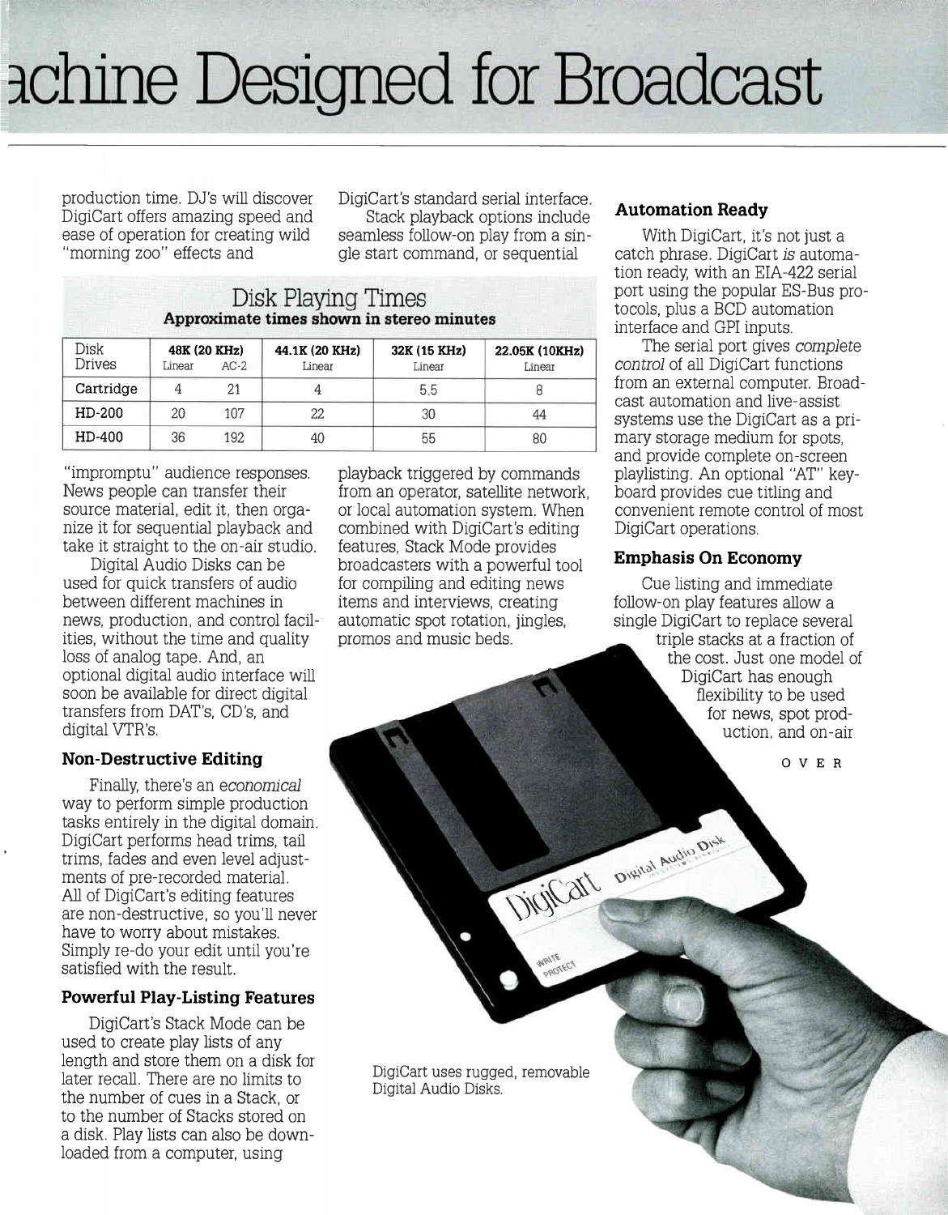# achine Designed for Broadcast

production time. DJ's will discover DigiCart offers amazing speed and ease of operation for creating wild "morning zoo" effects and "impromptu" audience responses. News people can transfer their source material, edit it, then organize it for sequential playback and take it straight to the on-air studio.

Digital Audio Disks can be used for quick transfers of audio between different machines in news, production, and control facilities, without the time and quality loss of analog tape. And, an optional digital audio interface will soon be available for direct digital transfers from DAT's, CD's, and digital VTR's.

### Non-Destructive Editing

Finally, there's an *economical* way to perform simple production tasks entirely in the digital domain. DigiCart performs head trims, tail trims, fades and even level adjustments of pre-recorded material. All of DigiCart's editing features are non-destructive, so you'll never have to worry about mistakes. Simply re-do your edit until you're satisfied with the result.

### Powerful Play-Listing Features

DigiCart's Stack Mode can be used to create play lists of any length and store them on a disk for later recall. There are no limits to the number of cues in a Stack, or to the number of Stacks stored on a disk. Play lists can also be downloaded from a computer, using DigiCart's standard serial interface.

Stack playback options include seamless follow-on play from a single start command, or sequential playback triggered by commands from an operator, satellite network, or local automation system. When combined with DigiCart's editing features, Stack Mode provides broadcasters with a powerful tool for compiling and editing news items and interviews, creating automatic spot rotation, jingles, promos and music beds.

## Disk Playing Times
**Approximate times shown in stereo minutes**

| Disk Drives | 48K (20 KHz) Linear | 48K (20 KHz) AC-2 | 44.1K (20 KHz) Linear | 32K (15 KHz) Linear | 22.05K (10KHz) Linear |
|---|---|---|---|---|---|
| Cartridge | 4 | 21 | 4 | 5.5 | 8 |
| HD-200 | 20 | 107 | 22 | 30 | 44 |
| HD-400 | 36 | 192 | 40 | 55 | 80 |

### Automation Ready

With DigiCart, it's not just a catch phrase. DigiCart *is* automation ready, with an EIA-422 serial port using the popular ES-Bus protocols, plus a BCD automation interface and GPI inputs.

The serial port gives *complete control* of all DigiCart functions from an external computer. Broadcast automation and live-assist systems use the DigiCart as a primary storage medium for spots, and provide complete on-screen playlisting. An optional "AT" keyboard provides cue titling and convenient remote control of most DigiCart operations.

### Emphasis On Economy

Cue listing and immediate follow-on play features allow a single DigiCart to replace several triple stacks at a fraction of the cost. Just one model of DigiCart has enough flexibility to be used for news, spot production, and on-air

OVER

DigiCart uses rugged, removable Digital Audio Disks.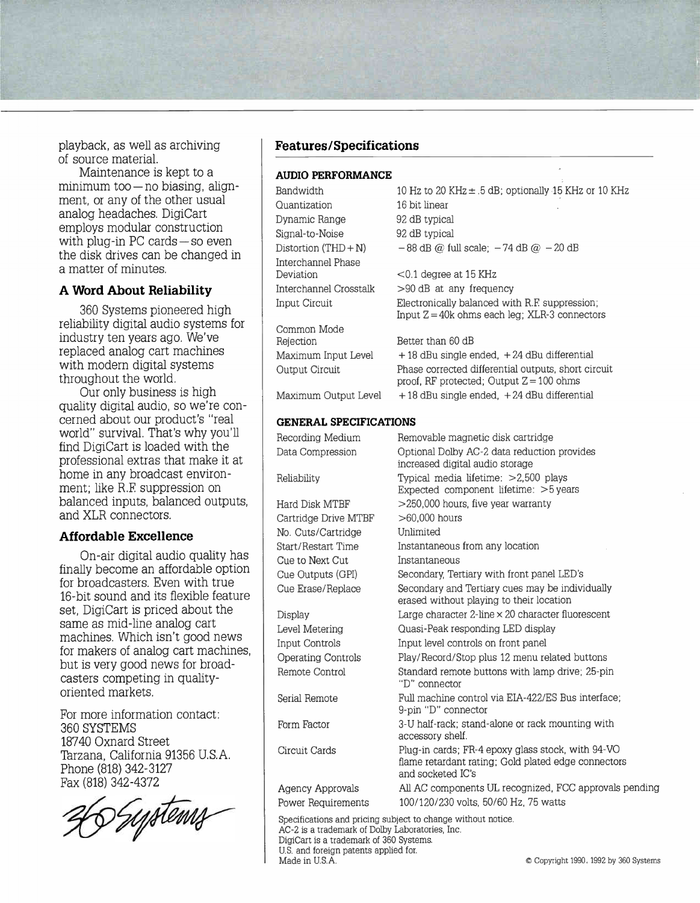playback, as well as archiving of source material.

Maintenance is kept to a minimum too — no biasing, alignment, or any of the other usual analog headaches. DigiCart employs modular construction with plug-in PC cards — so even the disk drives can be changed in a matter of minutes.

### A Word About Reliability

360 Systems pioneered high reliability digital audio systems for industry ten years ago. We've replaced analog cart machines with modern digital systems throughout the world.

Our only business is high quality digital audio, so we're concerned about our product's "real world" survival. That's why you'll find DigiCart is loaded with the professional extras that make it at home in any broadcast environment; like R.F. suppression on balanced inputs, balanced outputs, and XLR connectors.

### Affordable Excellence

On-air digital audio quality has finally become an affordable option for broadcasters. Even with true 16-bit sound and its flexible feature set, DigiCart is priced about the same as mid-line analog cart machines. Which isn't good news for makers of analog cart machines, but is very good news for broadcasters competing in quality-oriented markets.

For more information contact:
360 SYSTEMS
18740 Oxnard Street
Tarzana, California 91356 U.S.A.
Phone (818) 342-3127
Fax (818) 342-4372

360 Systems

## Features/Specifications

### AUDIO PERFORMANCE

| | |
|---|---|
| Bandwidth | 10 Hz to 20 KHz ± .5 dB; optionally 15 KHz or 10 KHz |
| Quantization | 16 bit linear |
| Dynamic Range | 92 dB typical |
| Signal-to-Noise | 92 dB typical |
| Distortion (THD + N) | −88 dB @ full scale; −74 dB @ −20 dB |
| Interchannel Phase Deviation | <0.1 degree at 15 KHz |
| Interchannel Crosstalk | >90 dB at any frequency |
| Input Circuit | Electronically balanced with R.F. suppression; Input Z = 40k ohms each leg; XLR-3 connectors |
| Common Mode Rejection | Better than 60 dB |
| Maximum Input Level | +18 dBu single ended, +24 dBu differential |
| Output Circuit | Phase corrected differential outputs, short circuit proof, RF protected; Output Z = 100 ohms |
| Maximum Output Level | +18 dBu single ended, +24 dBu differential |

### GENERAL SPECIFICATIONS

| | |
|---|---|
| Recording Medium | Removable magnetic disk cartridge |
| Data Compression | Optional Dolby AC-2 data reduction provides increased digital audio storage |
| Reliability | Typical media lifetime: >2,500 plays<br>Expected component lifetime: >5 years |
| Hard Disk MTBF | >250,000 hours, five year warranty |
| Cartridge Drive MTBF | >60,000 hours |
| No. Cuts/Cartridge | Unlimited |
| Start/Restart Time | Instantaneous from any location |
| Cue to Next Cut | Instantaneous |
| Cue Outputs (GPI) | Secondary, Tertiary with front panel LED's |
| Cue Erase/Replace | Secondary and Tertiary cues may be individually erased without playing to their location |
| Display | Large character 2-line × 20 character fluorescent |
| Level Metering | Quasi-Peak responding LED display |
| Input Controls | Input level controls on front panel |
| Operating Controls | Play/Record/Stop plus 12 menu related buttons |
| Remote Control | Standard remote buttons with lamp drive; 25-pin "D" connector |
| Serial Remote | Full machine control via EIA-422/ES Bus interface; 9-pin "D" connector |
| Form Factor | 3-U half-rack; stand-alone or rack mounting with accessory shelf. |
| Circuit Cards | Plug-in cards; FR-4 epoxy glass stock, with 94-VO flame retardant rating; Gold plated edge connectors and socketed IC's |
| Agency Approvals | All AC components UL recognized, FCC approvals pending |
| Power Requirements | 100/120/230 volts, 50/60 Hz, 75 watts |

Specifications and pricing subject to change without notice.
AC-2 is a trademark of Dolby Laboratories, Inc.
DigiCart is a trademark of 360 Systems.
U.S. and foreign patents applied for.
Made in U.S.A.

© Copyright 1990, 1992 by 360 Systems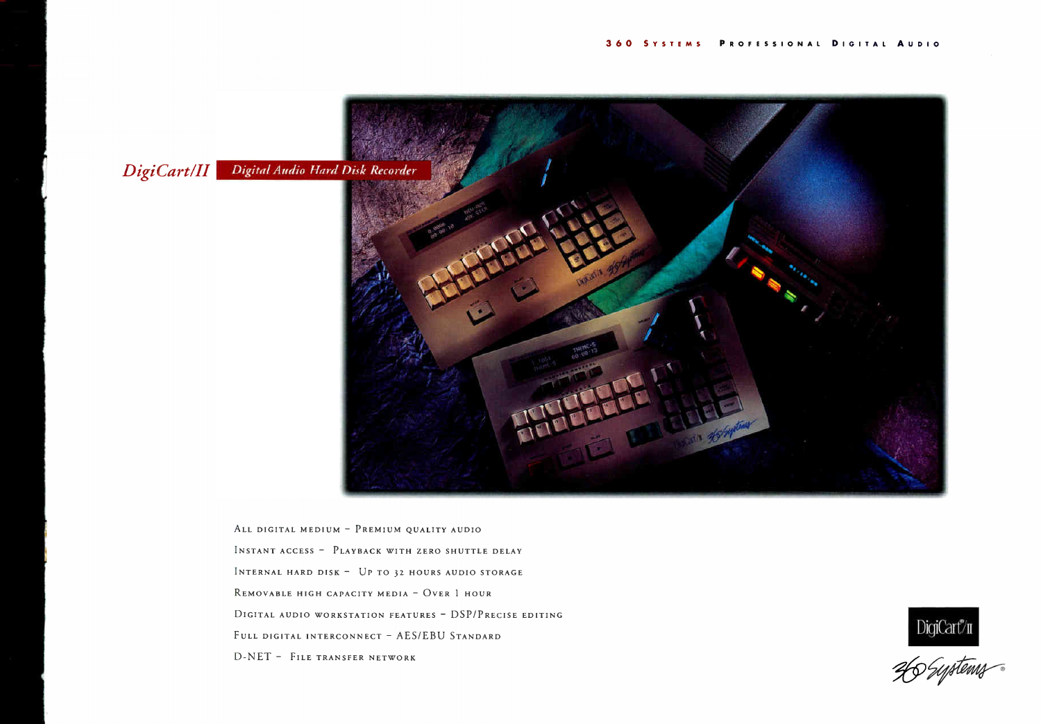# *DigiCart/II* *Digital Audio Hard Disk Recorder*

- All digital medium – Premium quality audio
- Instant access – Playback with zero shuttle delay
- Internal hard disk – Up to 32 hours audio storage
- Removable high capacity media – Over 1 hour
- Digital audio workstation features – DSP/Precise editing
- Full digital interconnect – AES/EBU Standard
- D-NET – File transfer network

DigiCart®/II

360 Systems®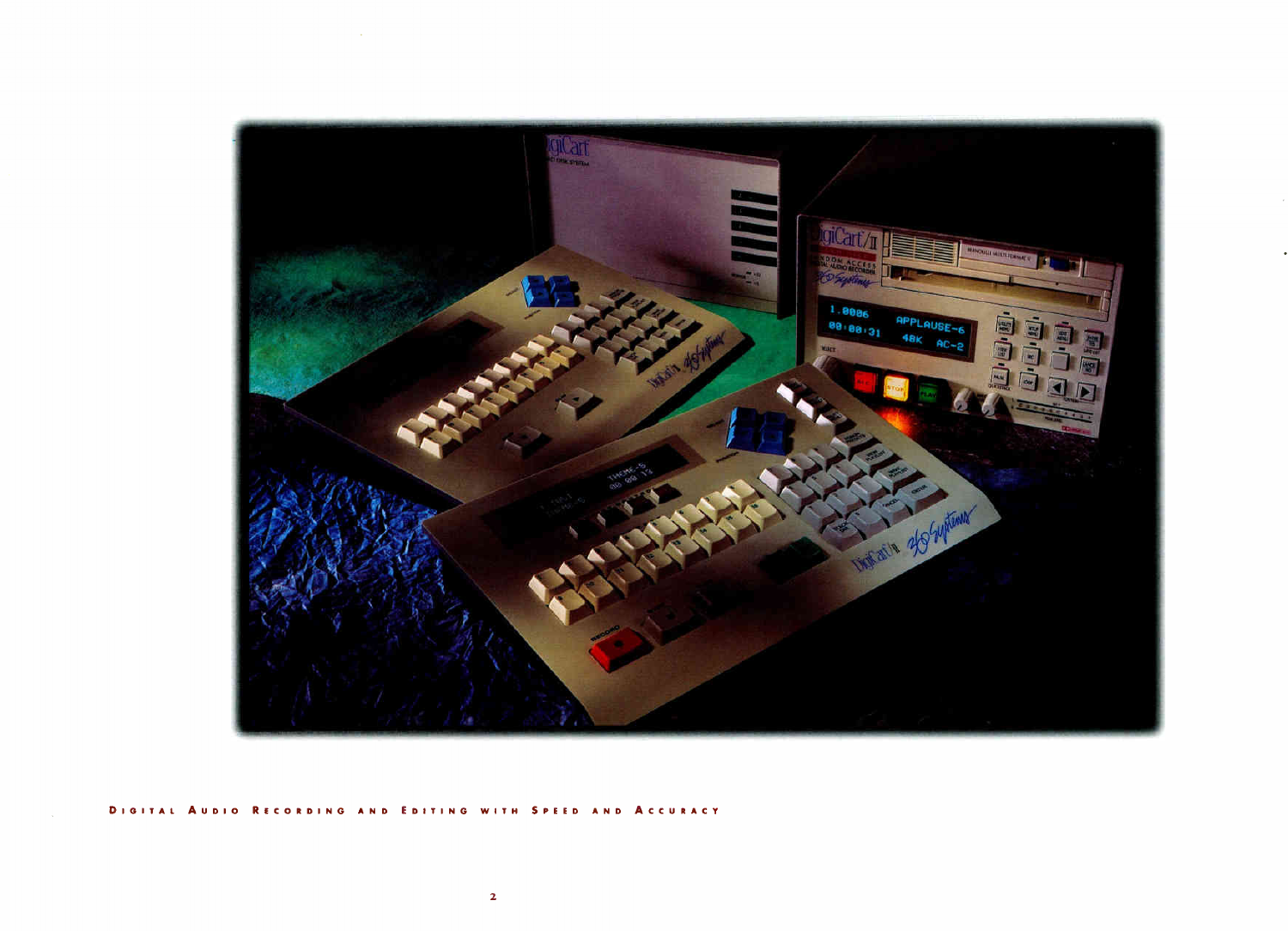Digital Audio Recording and Editing with Speed and Accuracy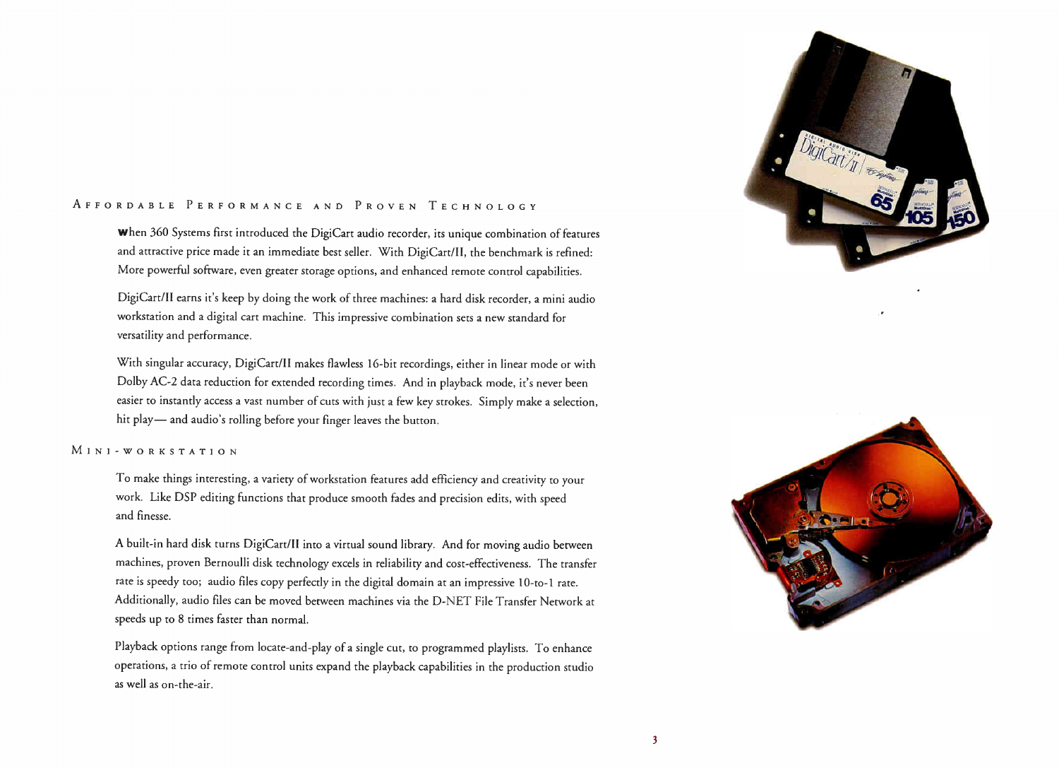## Affordable Performance and Proven Technology

When 360 Systems first introduced the DigiCart audio recorder, its unique combination of features and attractive price made it an immediate best seller. With DigiCart/II, the benchmark is refined: More powerful software, even greater storage options, and enhanced remote control capabilities.

DigiCart/II earns it's keep by doing the work of three machines: a hard disk recorder, a mini audio workstation and a digital cart machine. This impressive combination sets a new standard for versatility and performance.

With singular accuracy, DigiCart/II makes flawless 16-bit recordings, either in linear mode or with Dolby AC-2 data reduction for extended recording times. And in playback mode, it's never been easier to instantly access a vast number of cuts with just a few key strokes. Simply make a selection, hit play— and audio's rolling before your finger leaves the button.

## Mini-Workstation

To make things interesting, a variety of workstation features add efficiency and creativity to your work. Like DSP editing functions that produce smooth fades and precision edits, with speed and finesse.

A built-in hard disk turns DigiCart/II into a virtual sound library. And for moving audio between machines, proven Bernoulli disk technology excels in reliability and cost-effectiveness. The transfer rate is speedy too; audio files copy perfectly in the digital domain at an impressive 10-to-1 rate. Additionally, audio files can be moved between machines via the D-NET File Transfer Network at speeds up to 8 times faster than normal.

Playback options range from locate-and-play of a single cut, to programmed playlists. To enhance operations, a trio of remote control units expand the playback capabilities in the production studio as well as on-the-air.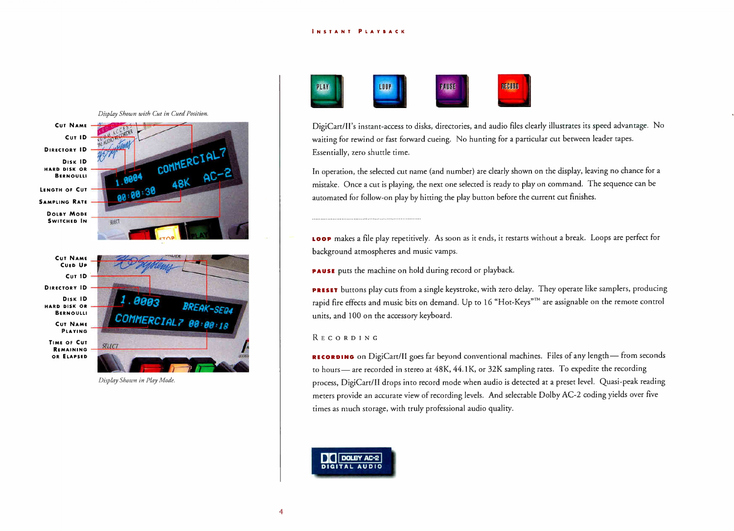## Instant Playback

*Display Shown with Cut in Cued Position.*

Cut Name
Cut ID
Directory ID
Disk ID Hard Disk or Bernoulli
Length of Cut
Sampling Rate
Dolby Mode Switched In

Cut Name Cued Up
Cut ID
Directory ID
Disk ID Hard Disk or Bernoulli
Cut Name Playing
Time of Cut Remaining or Elapsed

*Display Shown in Play Mode.*

PLAY LOOP PAUSE RECORD

DigiCart/II's instant-access to disks, directories, and audio files clearly illustrates its speed advantage. No waiting for rewind or fast forward cueing. No hunting for a particular cut between leader tapes. Essentially, zero shuttle time.

In operation, the selected cut name (and number) are clearly shown on the display, leaving no chance for a mistake. Once a cut is playing, the next one selected is ready to play on command. The sequence can be automated for follow-on play by hitting the play button before the current cut finishes.

**Loop** makes a file play repetitively. As soon as it ends, it restarts without a break. Loops are perfect for background atmospheres and music vamps.

**Pause** puts the machine on hold during record or playback.

**Preset** buttons play cuts from a single keystroke, with zero delay. They operate like samplers, producing rapid fire effects and music bits on demand. Up to 16 "Hot-Keys"™ are assignable on the remote control units, and 100 on the accessory keyboard.

### Recording

**Recording** on DigiCart/II goes far beyond conventional machines. Files of any length— from seconds to hours— are recorded in stereo at 48K, 44.1K, or 32K sampling rates. To expedite the recording process, DigiCart/II drops into record mode when audio is detected at a preset level. Quasi-peak reading meters provide an accurate view of recording levels. And selectable Dolby AC-2 coding yields over five times as much storage, with truly professional audio quality.

DOLBY AC-2 DIGITAL AUDIO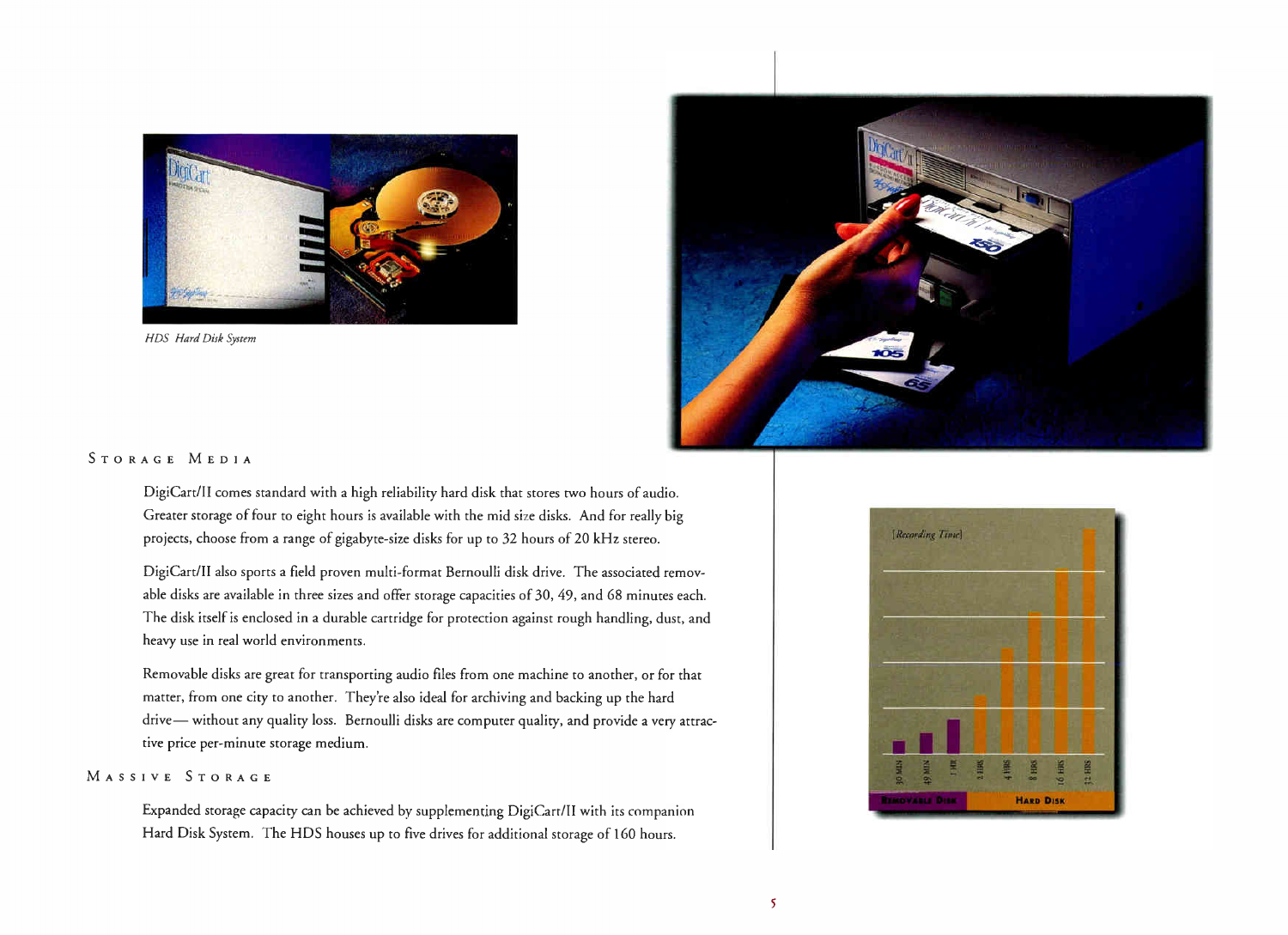*HDS Hard Disk System*

## Storage Media

DigiCart/II comes standard with a high reliability hard disk that stores two hours of audio. Greater storage of four to eight hours is available with the mid size disks. And for really big projects, choose from a range of gigabyte-size disks for up to 32 hours of 20 kHz stereo.

DigiCart/II also sports a field proven multi-format Bernoulli disk drive. The associated removable disks are available in three sizes and offer storage capacities of 30, 49, and 68 minutes each. The disk itself is enclosed in a durable cartridge for protection against rough handling, dust, and heavy use in real world environments.

Removable disks are great for transporting audio files from one machine to another, or for that matter, from one city to another. They're also ideal for archiving and backing up the hard drive— without any quality loss. Bernoulli disks are computer quality, and provide a very attractive price per-minute storage medium.

## Massive Storage

Expanded storage capacity can be achieved by supplementing DigiCart/II with its companion Hard Disk System. The HDS houses up to five drives for additional storage of 160 hours.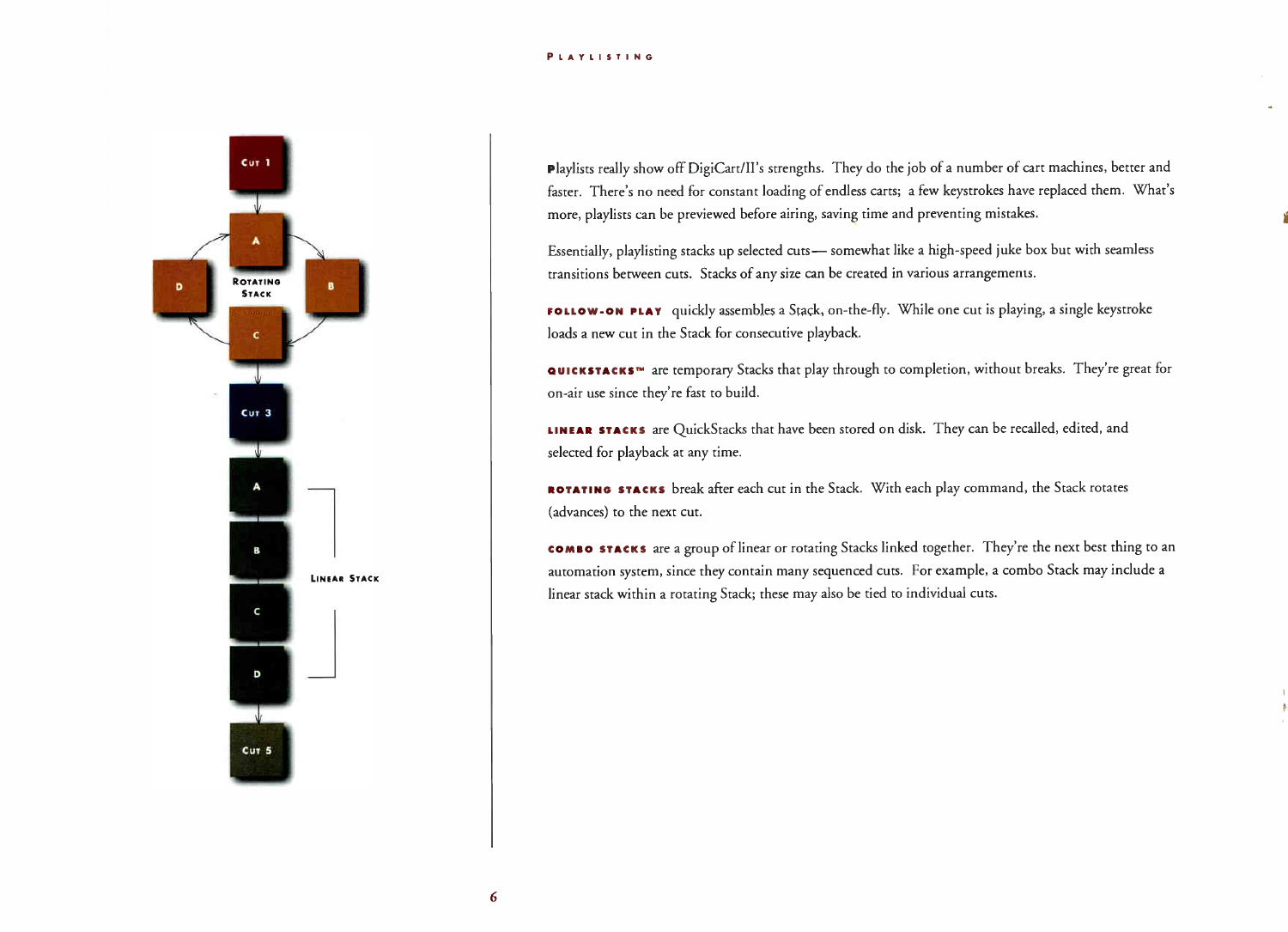Playlists really show off DigiCart/II's strengths. They do the job of a number of cart machines, better and faster. There's no need for constant loading of endless carts; a few keystrokes have replaced them. What's more, playlists can be previewed before airing, saving time and preventing mistakes.

Essentially, playlisting stacks up selected cuts— somewhat like a high-speed juke box but with seamless transitions between cuts. Stacks of any size can be created in various arrangements.

**FOLLOW-ON PLAY** quickly assembles a Stack, on-the-fly. While one cut is playing, a single keystroke loads a new cut in the Stack for consecutive playback.

**QUICKSTACKS™** are temporary Stacks that play through to completion, without breaks. They're great for on-air use since they're fast to build.

**LINEAR STACKS** are QuickStacks that have been stored on disk. They can be recalled, edited, and selected for playback at any time.

**ROTATING STACKS** break after each cut in the Stack. With each play command, the Stack rotates (advances) to the next cut.

**COMBO STACKS** are a group of linear or rotating Stacks linked together. They're the next best thing to an automation system, since they contain many sequenced cuts. For example, a combo Stack may include a linear stack within a rotating Stack; these may also be tied to individual cuts.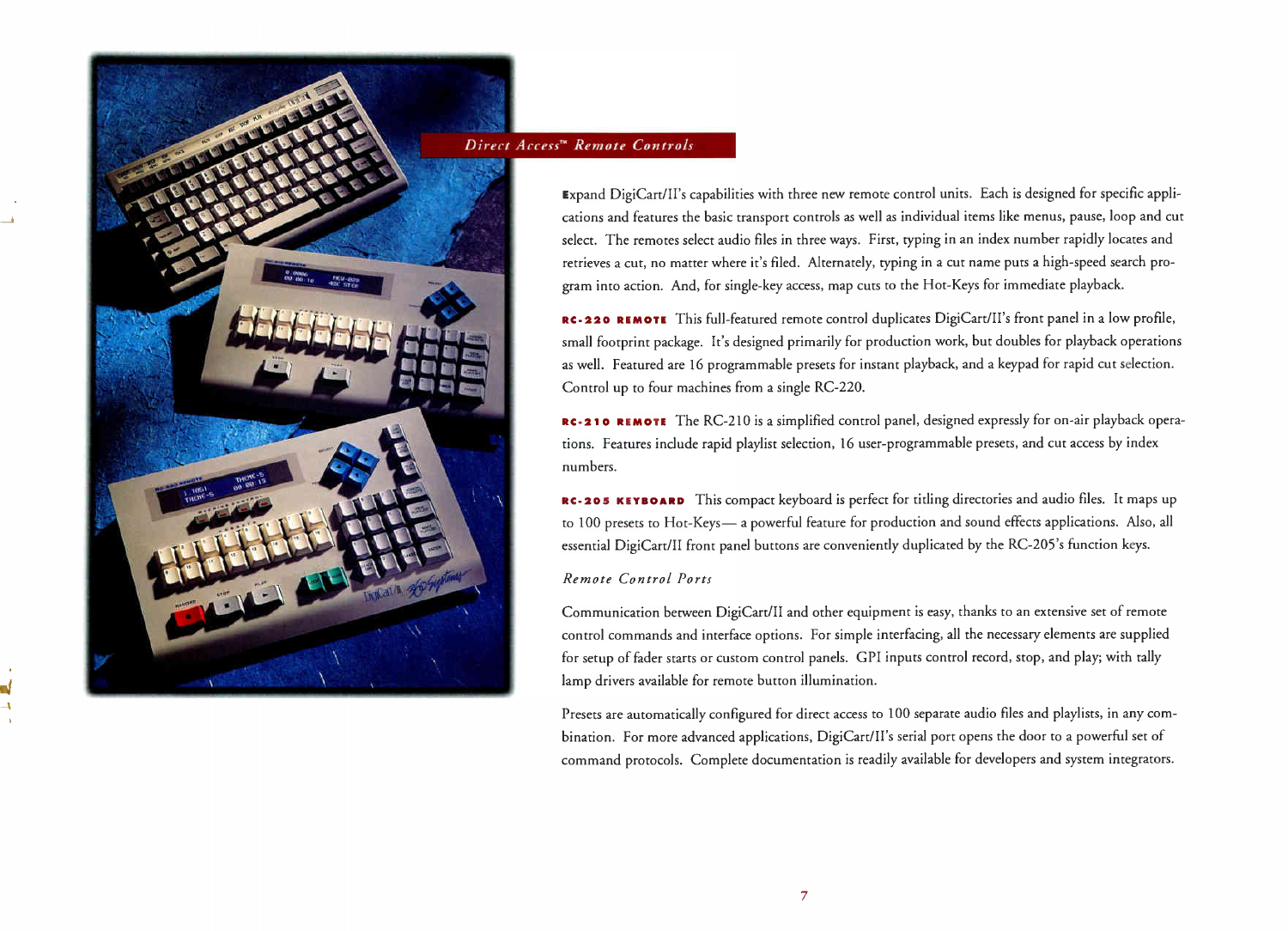## *Direct Access™ Remote Controls*

Expand DigiCart/II's capabilities with three new remote control units. Each is designed for specific applications and features the basic transport controls as well as individual items like menus, pause, loop and cut select. The remotes select audio files in three ways. First, typing in an index number rapidly locates and retrieves a cut, no matter where it's filed. Alternately, typing in a cut name puts a high-speed search program into action. And, for single-key access, map cuts to the Hot-Keys for immediate playback.

**RC-220 REMOTE** This full-featured remote control duplicates DigiCart/II's front panel in a low profile, small footprint package. It's designed primarily for production work, but doubles for playback operations as well. Featured are 16 programmable presets for instant playback, and a keypad for rapid cut selection. Control up to four machines from a single RC-220.

**RC-210 REMOTE** The RC-210 is a simplified control panel, designed expressly for on-air playback operations. Features include rapid playlist selection, 16 user-programmable presets, and cut access by index numbers.

**RC-205 KEYBOARD** This compact keyboard is perfect for titling directories and audio files. It maps up to 100 presets to Hot-Keys— a powerful feature for production and sound effects applications. Also, all essential DigiCart/II front panel buttons are conveniently duplicated by the RC-205's function keys.

### *Remote Control Ports*

Communication between DigiCart/II and other equipment is easy, thanks to an extensive set of remote control commands and interface options. For simple interfacing, all the necessary elements are supplied for setup of fader starts or custom control panels. GPI inputs control record, stop, and play; with tally lamp drivers available for remote button illumination.

Presets are automatically configured for direct access to 100 separate audio files and playlists, in any combination. For more advanced applications, DigiCart/II's serial port opens the door to a powerful set of command protocols. Complete documentation is readily available for developers and system integrators.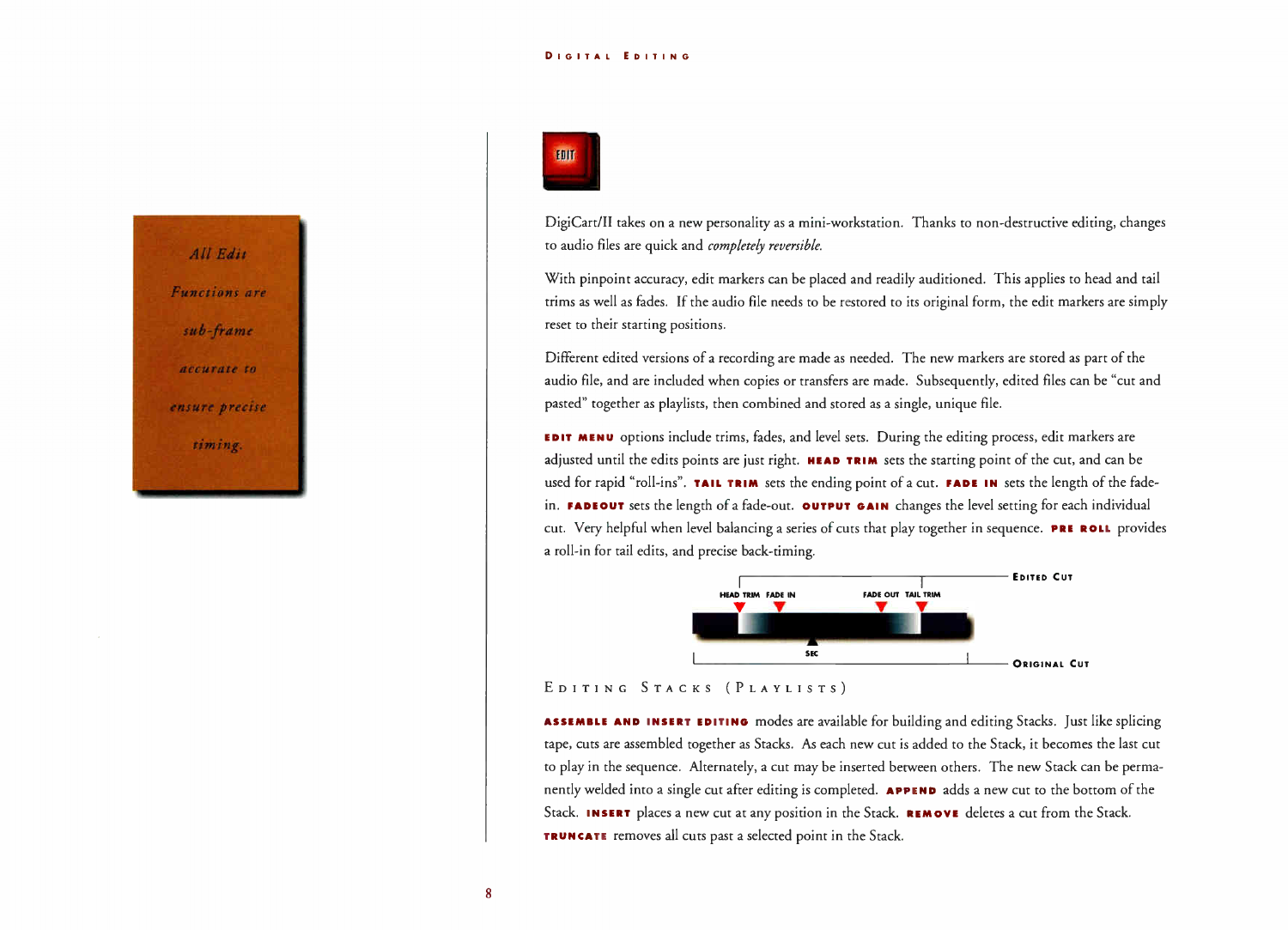All Edit Functions are sub-frame accurate to ensure precise timing.

EDIT

DigiCart/II takes on a new personality as a mini-workstation. Thanks to non-destructive editing, changes to audio files are quick and *completely reversible.*

With pinpoint accuracy, edit markers can be placed and readily auditioned. This applies to head and tail trims as well as fades. If the audio file needs to be restored to its original form, the edit markers are simply reset to their starting positions.

Different edited versions of a recording are made as needed. The new markers are stored as part of the audio file, and are included when copies or transfers are made. Subsequently, edited files can be "cut and pasted" together as playlists, then combined and stored as a single, unique file.

**EDIT MENU** options include trims, fades, and level sets. During the editing process, edit markers are adjusted until the edits points are just right. **HEAD TRIM** sets the starting point of the cut, and can be used for rapid "roll-ins". **TAIL TRIM** sets the ending point of a cut. **FADE IN** sets the length of the fade-in. **FADEOUT** sets the length of a fade-out. **OUTPUT GAIN** changes the level setting for each individual cut. Very helpful when level balancing a series of cuts that play together in sequence. **PRE ROLL** provides a roll-in for tail edits, and precise back-timing.

HEAD TRIM FADE IN FADE OUT TAIL TRIM SEC EDITED CUT ORIGINAL CUT

## Editing Stacks (Playlists)

**ASSEMBLE AND INSERT EDITING** modes are available for building and editing Stacks. Just like splicing tape, cuts are assembled together as Stacks. As each new cut is added to the Stack, it becomes the last cut to play in the sequence. Alternately, a cut may be inserted between others. The new Stack can be permanently welded into a single cut after editing is completed. **APPEND** adds a new cut to the bottom of the Stack. **INSERT** places a new cut at any position in the Stack. **REMOVE** deletes a cut from the Stack. **TRUNCATE** removes all cuts past a selected point in the Stack.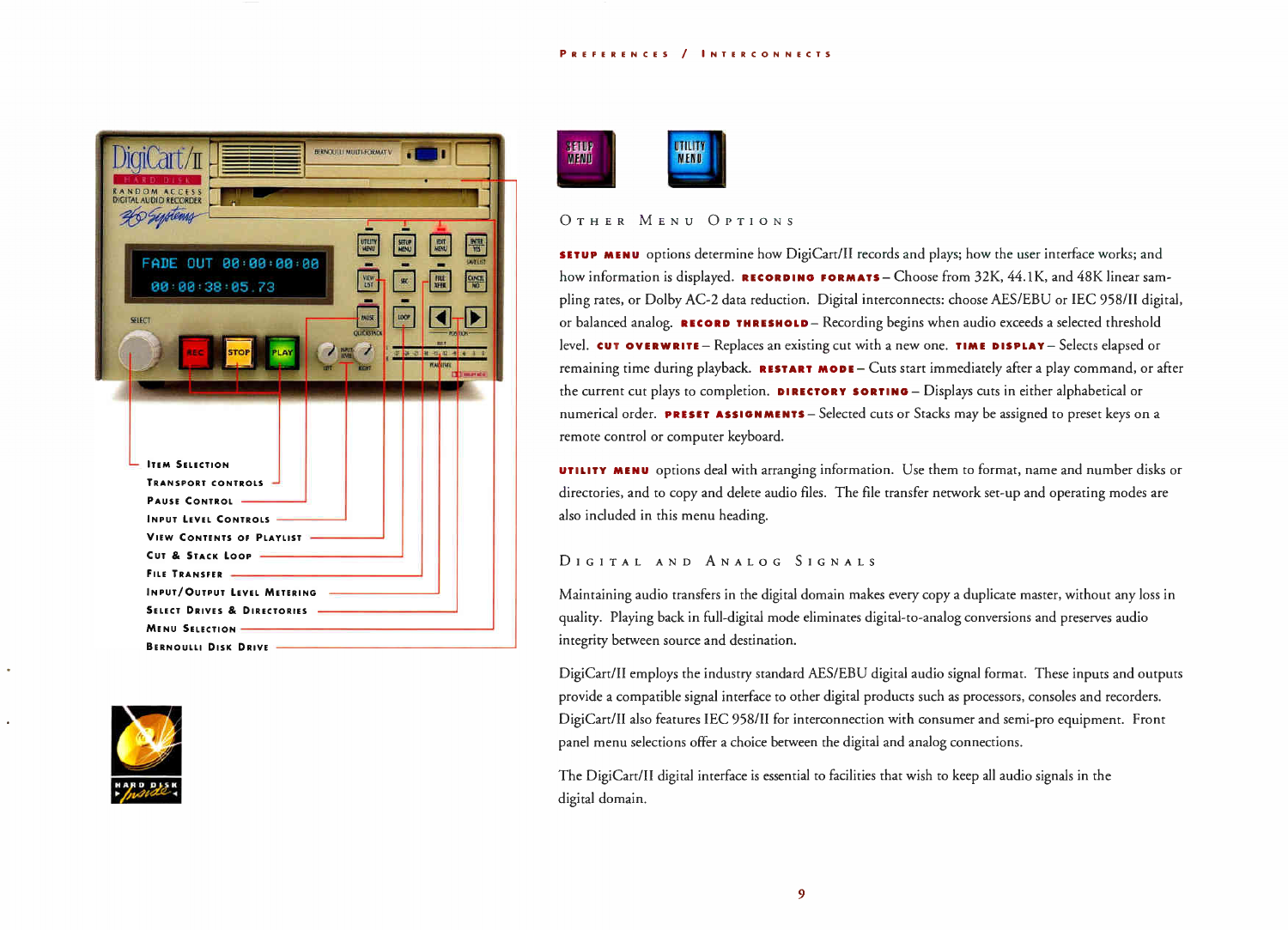## Other Menu Options

**SETUP MENU** options determine how DigiCart/II records and plays; how the user interface works; and how information is displayed. **RECORDING FORMATS** – Choose from 32K, 44.1K, and 48K linear sampling rates, or Dolby AC-2 data reduction. Digital interconnects: choose AES/EBU or IEC 958/II digital, or balanced analog. **RECORD THRESHOLD** – Recording begins when audio exceeds a selected threshold level. **CUT OVERWRITE** – Replaces an existing cut with a new one. **TIME DISPLAY** – Selects elapsed or remaining time during playback. **RESTART MODE** – Cuts start immediately after a play command, or after the current cut plays to completion. **DIRECTORY SORTING** – Displays cuts in either alphabetical or numerical order. **PRESET ASSIGNMENTS** – Selected cuts or Stacks may be assigned to preset keys on a remote control or computer keyboard.

**UTILITY MENU** options deal with arranging information. Use them to format, name and number disks or directories, and to copy and delete audio files. The file transfer network set-up and operating modes are also included in this menu heading.

## Digital and Analog Signals

Maintaining audio transfers in the digital domain makes every copy a duplicate master, without any loss in quality. Playing back in full-digital mode eliminates digital-to-analog conversions and preserves audio integrity between source and destination.

DigiCart/II employs the industry standard AES/EBU digital audio signal format. These inputs and outputs provide a compatible signal interface to other digital products such as processors, consoles and recorders. DigiCart/II also features IEC 958/II for interconnection with consumer and semi-pro equipment. Front panel menu selections offer a choice between the digital and analog connections.

The DigiCart/II digital interface is essential to facilities that wish to keep all audio signals in the digital domain.

- Item Selection
- Transport Controls
- Pause Control
- Input Level Controls
- View Contents of Playlist
- Cut & Stack Loop
- File Transfer
- Input/Output Level Metering
- Select Drives & Directories
- Menu Selection
- Bernoulli Disk Drive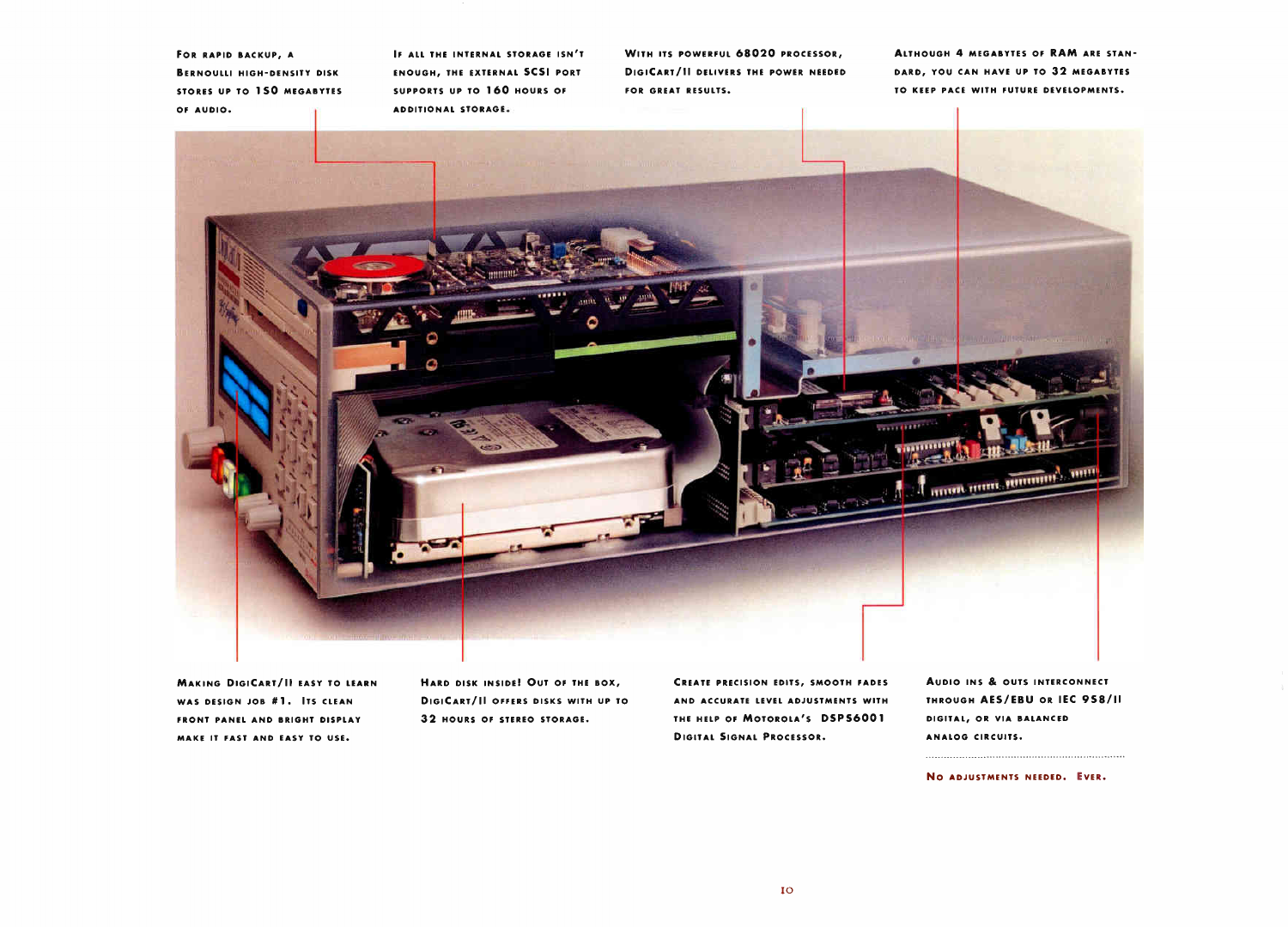For rapid backup, a Bernoulli high-density disk stores up to 150 megabytes of audio.

If all the internal storage isn't enough, the external SCSI port supports up to 160 hours of additional storage.

With its powerful 68020 processor, DigiCart/II delivers the power needed for great results.

Although 4 megabytes of RAM are standard, you can have up to 32 megabytes to keep pace with future developments.

Making DigiCart/II easy to learn was design job #1. Its clean front panel and bright display make it fast and easy to use.

Hard disk inside! Out of the box, DigiCart/II offers disks with up to 32 hours of stereo storage.

Create precision edits, smooth fades and accurate level adjustments with the help of Motorola's DSP56001 Digital Signal Processor.

Audio ins & outs interconnect through AES/EBU or IEC 958/II digital, or via balanced analog circuits.

No adjustments needed. Ever.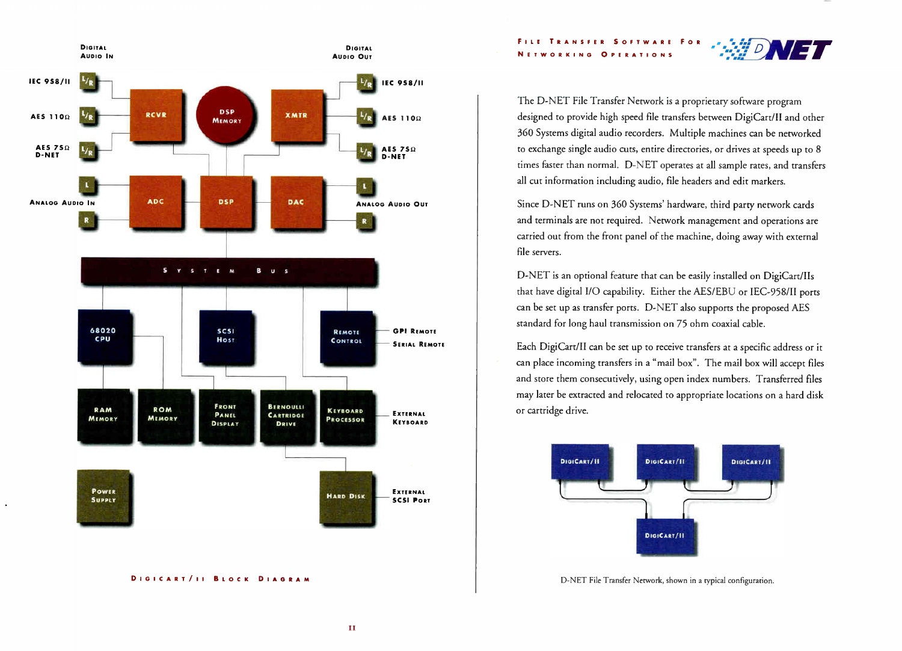Digital Audio In

IEC 958/II — AES 110Ω — AES 75Ω D-NET

Digital Audio Out

IEC 958/II — AES 110Ω — AES 75Ω D-NET

RCVR — DSP Memory — XMTR

Analog Audio In — ADC — DSP — DAC — Analog Audio Out

System Bus

68020 CPU — SCSI Host — Remote Control (GPI Remote, Serial Remote)

RAM Memory — ROM Memory — Front Panel Display — Bernoulli Cartridge Drive — Keyboard Processor (External Keyboard)

Power Supply — Hard Disk (External SCSI Port)

DigiCart/II Block Diagram

## File Transfer Software for Networking Operations

D-NET

The D-NET File Transfer Network is a proprietary software program designed to provide high speed file transfers between DigiCart/II and other 360 Systems digital audio recorders. Multiple machines can be networked to exchange single audio cuts, entire directories, or drives at speeds up to 8 times faster than normal. D-NET operates at all sample rates, and transfers all cut information including audio, file headers and edit markers.

Since D-NET runs on 360 Systems' hardware, third party network cards and terminals are not required. Network management and operations are carried out from the front panel of the machine, doing away with external file servers.

D-NET is an optional feature that can be easily installed on DigiCart/IIs that have digital I/O capability. Either the AES/EBU or IEC-958/II ports can be set up as transfer ports. D-NET also supports the proposed AES standard for long haul transmission on 75 ohm coaxial cable.

Each DigiCart/II can be set up to receive transfers at a specific address or it can place incoming transfers in a "mail box". The mail box will accept files and store them consecutively, using open index numbers. Transferred files may later be extracted and relocated to appropriate locations on a hard disk or cartridge drive.

DigiCart/II — DigiCart/II — DigiCart/II — DigiCart/II

D-NET File Transfer Network, shown in a typical configuration.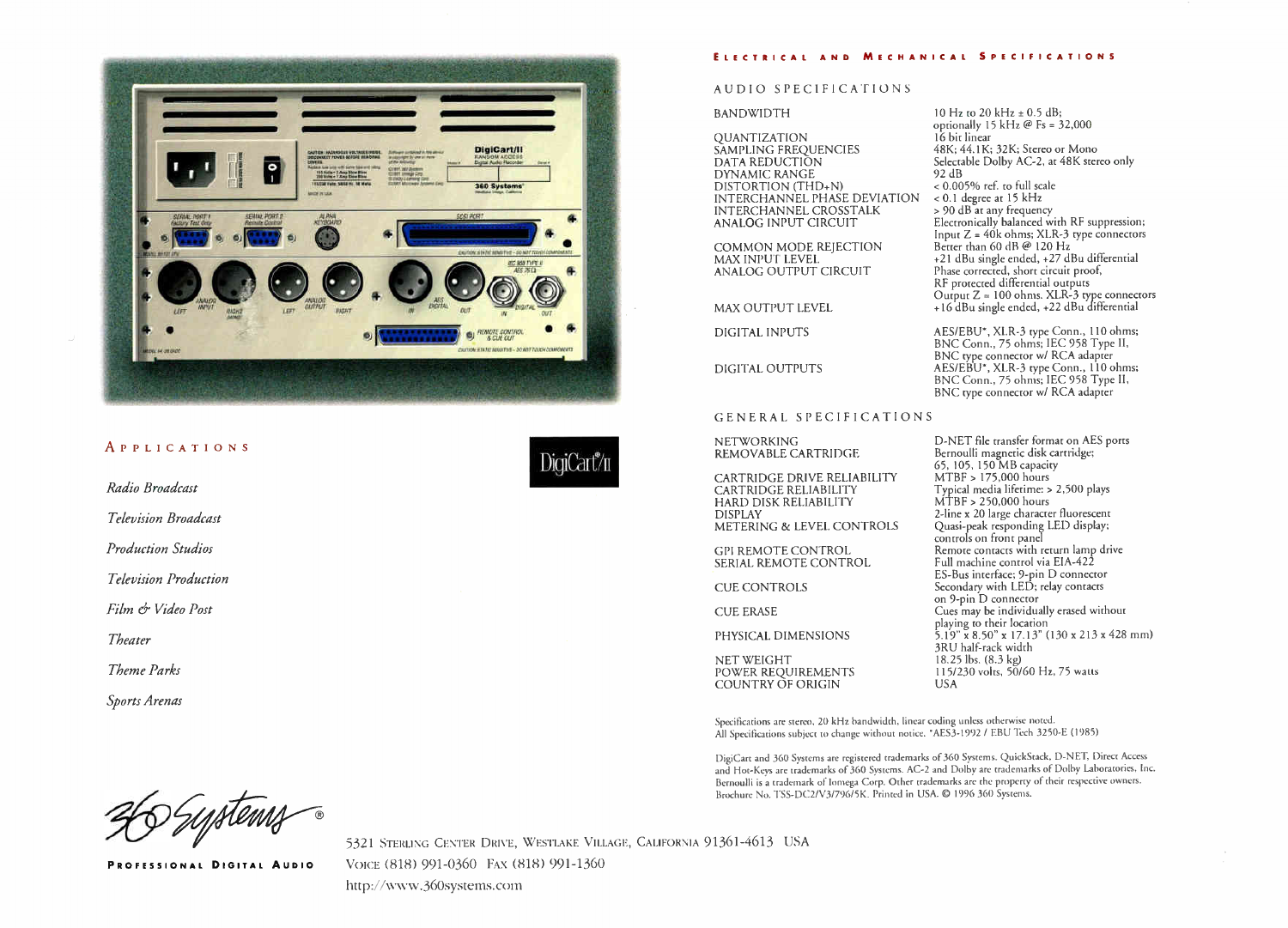## Electrical and Mechanical Specifications

### AUDIO SPECIFICATIONS

| | |
|---|---|
| BANDWIDTH | 10 Hz to 20 kHz ± 0.5 dB; optionally 15 kHz @ Fs = 32,000 |
| QUANTIZATION | 16 bit linear |
| SAMPLING FREQUENCIES | 48K; 44.1K; 32K; Stereo or Mono |
| DATA REDUCTION | Selectable Dolby AC-2, at 48K stereo only |
| DYNAMIC RANGE | 92 dB |
| DISTORTION (THD+N) | < 0.005% ref. to full scale |
| INTERCHANNEL PHASE DEVIATION | < 0.1 degree at 15 kHz |
| INTERCHANNEL CROSSTALK | > 90 dB at any frequency |
| ANALOG INPUT CIRCUIT | Electronically balanced with RF suppression; Input Z = 40k ohms; XLR-3 type connectors |
| COMMON MODE REJECTION | Better than 60 dB @ 120 Hz |
| MAX INPUT LEVEL | +21 dBu single ended, +27 dBu differential |
| ANALOG OUTPUT CIRCUIT | Phase corrected, short circuit proof, RF protected differential outputs Output Z = 100 ohms. XLR-3 type connectors |
| MAX OUTPUT LEVEL | +16 dBu single ended, +22 dBu differential |
| DIGITAL INPUTS | AES/EBU*, XLR-3 type Conn., 110 ohms; BNC Conn., 75 ohms; IEC 958 Type II, BNC type connector w/ RCA adapter |
| DIGITAL OUTPUTS | AES/EBU*, XLR-3 type Conn., 110 ohms; BNC Conn., 75 ohms; IEC 958 Type II, BNC type connector w/ RCA adapter |

### GENERAL SPECIFICATIONS

| | |
|---|---|
| NETWORKING | D-NET file transfer format on AES ports |
| REMOVABLE CARTRIDGE | Bernoulli magnetic disk cartridge; 65, 105, 150 MB capacity |
| CARTRIDGE DRIVE RELIABILITY | MTBF > 175,000 hours |
| CARTRIDGE RELIABILITY | Typical media lifetime: > 2,500 plays |
| HARD DISK RELIABILITY | MTBF > 250,000 hours |
| DISPLAY | 2-line x 20 large character fluorescent |
| METERING & LEVEL CONTROLS | Quasi-peak responding LED display; controls on front panel |
| GPI REMOTE CONTROL | Remote contacts with return lamp drive |
| SERIAL REMOTE CONTROL | Full machine control via EIA-422 ES-Bus interface; 9-pin D connector |
| CUE CONTROLS | Secondary with LED; relay contacts on 9-pin D connector |
| CUE ERASE | Cues may be individually erased without playing to their location |
| PHYSICAL DIMENSIONS | 5.19" x 8.50" x 17.13" (130 x 213 x 428 mm) 3RU half-rack width |
| NET WEIGHT | 18.25 lbs. (8.3 kg) |
| POWER REQUIREMENTS | 115/230 volts, 50/60 Hz, 75 watts |
| COUNTRY OF ORIGIN | USA |

Specifications are stereo, 20 kHz bandwidth, linear coding unless otherwise noted.
All Specifications subject to change without notice. *AES3-1992 / EBU Tech 3250-E (1985)

DigiCart and 360 Systems are registered trademarks of 360 Systems. QuickStack, D-NET, Direct Access and Hot-Keys are trademarks of 360 Systems. AC-2 and Dolby are trademarks of Dolby Laboratories, Inc. Bernoulli is a trademark of Iomega Corp. Other trademarks are the property of their respective owners. Brochure No. TSS-DC2/V3/796/5K. Printed in USA. © 1996 360 Systems.

## Applications

*Radio Broadcast*

*Television Broadcast*

*Production Studios*

*Television Production*

*Film & Video Post*

*Theater*

*Theme Parks*

*Sports Arenas*

DigiCart®/II

360 Systems®

**Professional Digital Audio**

5321 Sterling Center Drive, Westlake Village, California 91361-4613 USA
Voice (818) 991-0360 Fax (818) 991-1360
http://www.360systems.com